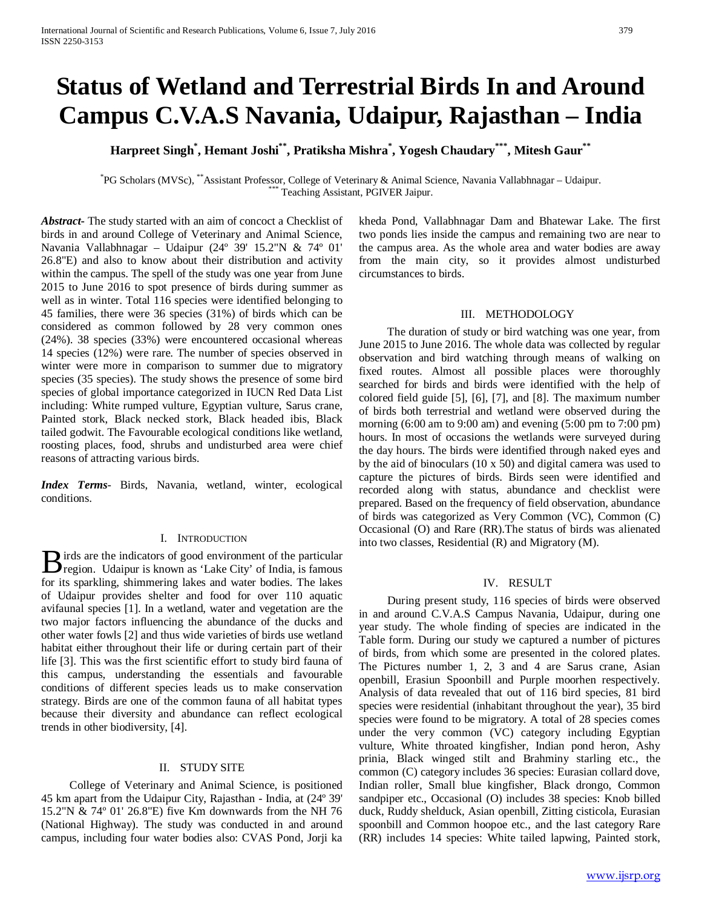# Status of Wetland and Terrestrial Birds In and Around Campus C.V.A.S Navania, Udaipur, Rajasthan – India

**Harpreet Singh[*], Hemant Joshi[**], Pratiksha Mishra[*], Yogesh Chaudary[***], Mitesh Gaur[**]**

[*]PG Scholars (MVSc), [**]Assistant Professor, College of Veterinary & Animal Science, Navania Vallabhnagar – Udaipur.
[***] Teaching Assistant, PGIVER Jaipur.

***Abstract-*** The study started with an aim of concoct a Checklist of birds in and around College of Veterinary and Animal Science, Navania Vallabhnagar – Udaipur (24º 39' 15.2"N & 74º 01' 26.8"E) and also to know about their distribution and activity within the campus. The spell of the study was one year from June 2015 to June 2016 to spot presence of birds during summer as well as in winter. Total 116 species were identified belonging to 45 families, there were 36 species (31%) of birds which can be considered as common followed by 28 very common ones (24%). 38 species (33%) were encountered occasional whereas 14 species (12%) were rare. The number of species observed in winter were more in comparison to summer due to migratory species (35 species). The study shows the presence of some bird species of global importance categorized in IUCN Red Data List including: White rumped vulture, Egyptian vulture, Sarus crane, Painted stork, Black necked stork, Black headed ibis, Black tailed godwit. The Favourable ecological conditions like wetland, roosting places, food, shrubs and undisturbed area were chief reasons of attracting various birds.

***Index Terms-*** Birds, Navania, wetland, winter, ecological conditions.

## I. Introduction

Birds are the indicators of good environment of the particular region. Udaipur is known as 'Lake City' of India, is famous for its sparkling, shimmering lakes and water bodies. The lakes of Udaipur provides shelter and food for over 110 aquatic avifaunal species [1]. In a wetland, water and vegetation are the two major factors influencing the abundance of the ducks and other water fowls [2] and thus wide varieties of birds use wetland habitat either throughout their life or during certain part of their life [3]. This was the first scientific effort to study bird fauna of this campus, understanding the essentials and favourable conditions of different species leads us to make conservation strategy. Birds are one of the common fauna of all habitat types because their diversity and abundance can reflect ecological trends in other biodiversity, [4].

## II. Study Site

College of Veterinary and Animal Science, is positioned 45 km apart from the Udaipur City, Rajasthan - India, at (24º 39' 15.2"N & 74º 01' 26.8"E) five Km downwards from the NH 76 (National Highway). The study was conducted in and around campus, including four water bodies also: CVAS Pond, Jorji ka kheda Pond, Vallabhnagar Dam and Bhatewar Lake. The first two ponds lies inside the campus and remaining two are near to the campus area. As the whole area and water bodies are away from the main city, so it provides almost undisturbed circumstances to birds.

## III. Methodology

The duration of study or bird watching was one year, from June 2015 to June 2016. The whole data was collected by regular observation and bird watching through means of walking on fixed routes. Almost all possible places were thoroughly searched for birds and birds were identified with the help of colored field guide [5], [6], [7], and [8]. The maximum number of birds both terrestrial and wetland were observed during the morning (6:00 am to 9:00 am) and evening (5:00 pm to 7:00 pm) hours. In most of occasions the wetlands were surveyed during the day hours. The birds were identified through naked eyes and by the aid of binoculars (10 x 50) and digital camera was used to capture the pictures of birds. Birds seen were identified and recorded along with status, abundance and checklist were prepared. Based on the frequency of field observation, abundance of birds was categorized as Very Common (VC), Common (C) Occasional (O) and Rare (RR).The status of birds was alienated into two classes, Residential (R) and Migratory (M).

## IV. Result

During present study, 116 species of birds were observed in and around C.V.A.S Campus Navania, Udaipur, during one year study. The whole finding of species are indicated in the Table form. During our study we captured a number of pictures of birds, from which some are presented in the colored plates. The Pictures number 1, 2, 3 and 4 are Sarus crane, Asian openbill, Erasiun Spoonbill and Purple moorhen respectively. Analysis of data revealed that out of 116 bird species, 81 bird species were residential (inhabitant throughout the year), 35 bird species were found to be migratory. A total of 28 species comes under the very common (VC) category including Egyptian vulture, White throated kingfisher, Indian pond heron, Ashy prinia, Black winged stilt and Brahminy starling etc., the common (C) category includes 36 species: Eurasian collard dove, Indian roller, Small blue kingfisher, Black drongo, Common sandpiper etc., Occasional (O) includes 38 species: Knob billed duck, Ruddy shelduck, Asian openbill, Zitting cisticola, Eurasian spoonbill and Common hoopoe etc., and the last category Rare (RR) includes 14 species: White tailed lapwing, Painted stork,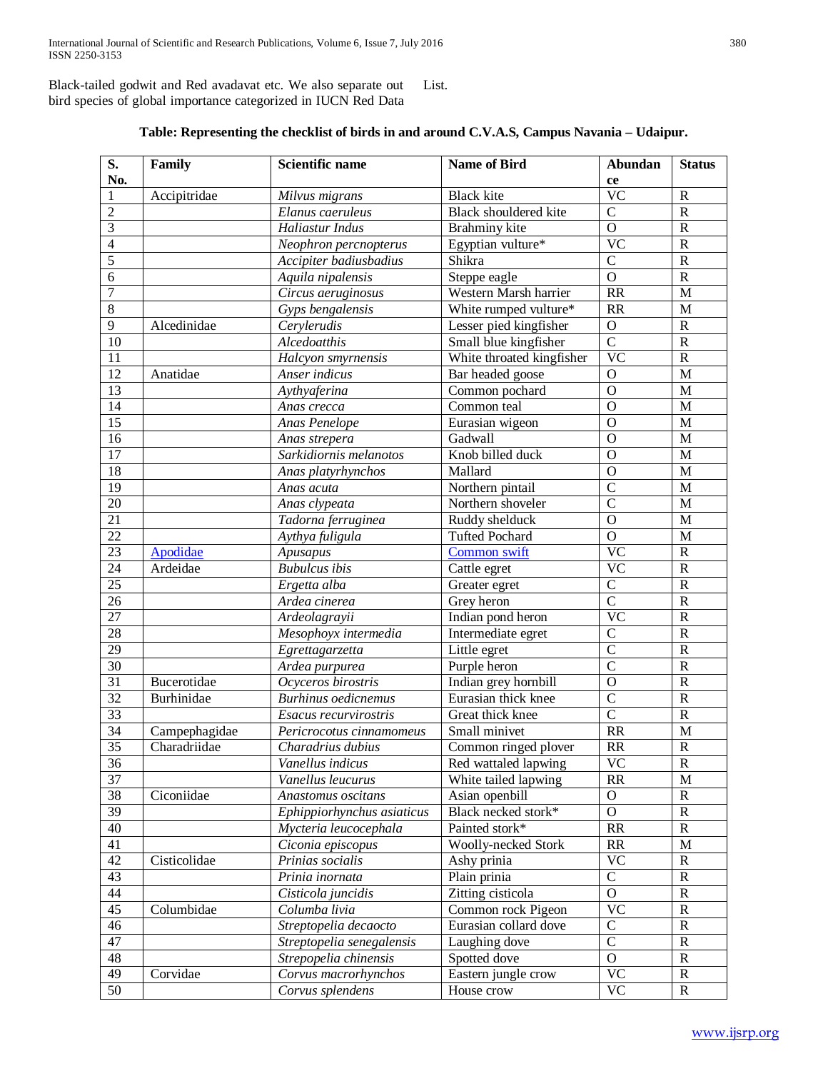Black-tailed godwit and Red avadavat etc. We also separate out bird species of global importance categorized in IUCN Red Data List.

**Table: Representing the checklist of birds in and around C.V.A.S, Campus Navania – Udaipur.**

| S. No. | Family | Scientific name | Name of Bird | Abundance | Status |
|---|---|---|---|---|---|
| 1 | Accipitridae | *Milvus migrans* | Black kite | VC | R |
| 2 | | *Elanus caeruleus* | Black shouldered kite | C | R |
| 3 | | *Haliastur Indus* | Brahminy kite | O | R |
| 4 | | *Neophron percnopterus* | Egyptian vulture* | VC | R |
| 5 | | *Accipiter badiusbadius* | Shikra | C | R |
| 6 | | *Aquila nipalensis* | Steppe eagle | O | R |
| 7 | | *Circus aeruginosus* | Western Marsh harrier | RR | M |
| 8 | | *Gyps bengalensis* | White rumped vulture* | RR | M |
| 9 | Alcedinidae | *Cerylerudis* | Lesser pied kingfisher | O | R |
| 10 | | *Alcedoatthis* | Small blue kingfisher | C | R |
| 11 | | *Halcyon smyrnensis* | White throated kingfisher | VC | R |
| 12 | Anatidae | *Anser indicus* | Bar headed goose | O | M |
| 13 | | *Aythyaferina* | Common pochard | O | M |
| 14 | | *Anas crecca* | Common teal | O | M |
| 15 | | *Anas Penelope* | Eurasian wigeon | O | M |
| 16 | | *Anas strepera* | Gadwall | O | M |
| 17 | | *Sarkidiornis melanotos* | Knob billed duck | O | M |
| 18 | | *Anas platyrhynchos* | Mallard | O | M |
| 19 | | *Anas acuta* | Northern pintail | C | M |
| 20 | | *Anas clypeata* | Northern shoveler | C | M |
| 21 | | *Tadorna ferruginea* | Ruddy shelduck | O | M |
| 22 | | *Aythya fuligula* | Tufted Pochard | O | M |
| 23 | Apodidae | *Apusapus* | Common swift | VC | R |
| 24 | Ardeidae | *Bubulcus ibis* | Cattle egret | VC | R |
| 25 | | *Ergetta alba* | Greater egret | C | R |
| 26 | | *Ardea cinerea* | Grey heron | C | R |
| 27 | | *Ardeolagrayii* | Indian pond heron | VC | R |
| 28 | | *Mesophoyx intermedia* | Intermediate egret | C | R |
| 29 | | *Egrettagarzetta* | Little egret | C | R |
| 30 | | *Ardea purpurea* | Purple heron | C | R |
| 31 | Bucerotidae | *Ocyceros birostris* | Indian grey hornbill | O | R |
| 32 | Burhinidae | *Burhinus oedicnemus* | Eurasian thick knee | C | R |
| 33 | | *Esacus recurvirostris* | Great thick knee | C | R |
| 34 | Campephagidae | *Pericrocotus cinnamomeus* | Small minivet | RR | M |
| 35 | Charadriidae | *Charadrius dubius* | Common ringed plover | RR | R |
| 36 | | *Vanellus indicus* | Red wattaled lapwing | VC | R |
| 37 | | *Vanellus leucurus* | White tailed lapwing | RR | M |
| 38 | Ciconiidae | *Anastomus oscitans* | Asian openbill | O | R |
| 39 | | *Ephippiorhynchus asiaticus* | Black necked stork* | O | R |
| 40 | | *Mycteria leucocephala* | Painted stork* | RR | R |
| 41 | | *Ciconia episcopus* | Woolly-necked Stork | RR | M |
| 42 | Cisticolidae | *Prinias socialis* | Ashy prinia | VC | R |
| 43 | | *Prinia inornata* | Plain prinia | C | R |
| 44 | | *Cisticola juncidis* | Zitting cisticola | O | R |
| 45 | Columbidae | *Columba livia* | Common rock Pigeon | VC | R |
| 46 | | *Streptopelia decaocto* | Eurasian collard dove | C | R |
| 47 | | *Streptopelia senegalensis* | Laughing dove | C | R |
| 48 | | *Strepopelia chinensis* | Spotted dove | O | R |
| 49 | Corvidae | *Corvus macrorhynchos* | Eastern jungle crow | VC | R |
| 50 | | *Corvus splendens* | House crow | VC | R |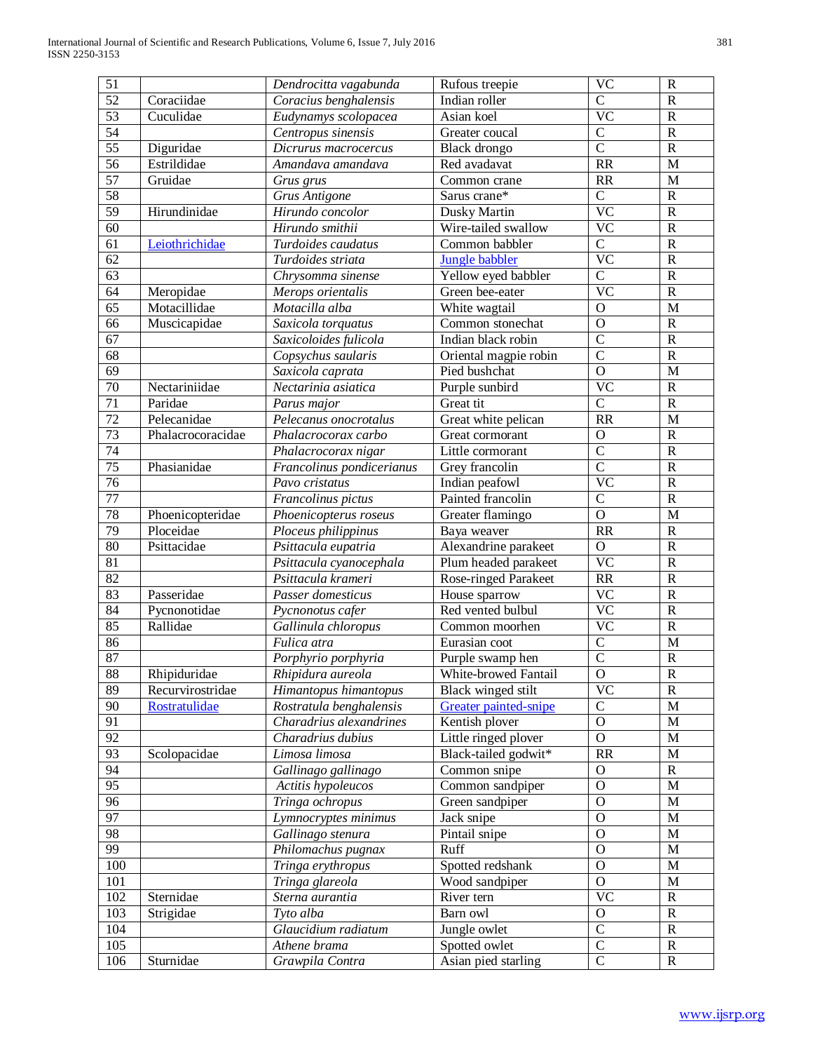| 51 | | *Dendrocitta vagabunda* | Rufous treepie | VC | R |
|---|---|---|---|---|---|
| 52 | Coraciidae | *Coracius benghalensis* | Indian roller | C | R |
| 53 | Cuculidae | *Eudynamys scolopacea* | Asian koel | VC | R |
| 54 | | *Centropus sinensis* | Greater coucal | C | R |
| 55 | Diguridae | *Dicrurus macrocercus* | Black drongo | C | R |
| 56 | Estrildidae | *Amandava amandava* | Red avadavat | RR | M |
| 57 | Gruidae | *Grus grus* | Common crane | RR | M |
| 58 | | *Grus Antigone* | Sarus crane* | C | R |
| 59 | Hirundinidae | *Hirundo concolor* | Dusky Martin | VC | R |
| 60 | | *Hirundo smithii* | Wire-tailed swallow | VC | R |
| 61 | Leiothrichidae | *Turdoides caudatus* | Common babbler | C | R |
| 62 | | *Turdoides striata* | Jungle babbler | VC | R |
| 63 | | *Chrysomma sinense* | Yellow eyed babbler | C | R |
| 64 | Meropidae | *Merops orientalis* | Green bee-eater | VC | R |
| 65 | Motacillidae | *Motacilla alba* | White wagtail | O | M |
| 66 | Muscicapidae | *Saxicola torquatus* | Common stonechat | O | R |
| 67 | | *Saxicoloides fulicola* | Indian black robin | C | R |
| 68 | | *Copsychus saularis* | Oriental magpie robin | C | R |
| 69 | | *Saxicola caprata* | Pied bushchat | O | M |
| 70 | Nectariniidae | *Nectarinia asiatica* | Purple sunbird | VC | R |
| 71 | Paridae | *Parus major* | Great tit | C | R |
| 72 | Pelecanidae | *Pelecanus onocrotalus* | Great white pelican | RR | M |
| 73 | Phalacrocoracidae | *Phalacrocorax carbo* | Great cormorant | O | R |
| 74 | | *Phalacrocorax nigar* | Little cormorant | C | R |
| 75 | Phasianidae | *Francolinus pondicerianus* | Grey francolin | C | R |
| 76 | | *Pavo cristatus* | Indian peafowl | VC | R |
| 77 | | *Francolinus pictus* | Painted francolin | C | R |
| 78 | Phoenicopteridae | *Phoenicopterus roseus* | Greater flamingo | O | M |
| 79 | Ploceidae | *Ploceus philippinus* | Baya weaver | RR | R |
| 80 | Psittacidae | *Psittacula eupatria* | Alexandrine parakeet | O | R |
| 81 | | *Psittacula cyanocephala* | Plum headed parakeet | VC | R |
| 82 | | *Psittacula krameri* | Rose-ringed Parakeet | RR | R |
| 83 | Passeridae | *Passer domesticus* | House sparrow | VC | R |
| 84 | Pycnonotidae | *Pycnonotus cafer* | Red vented bulbul | VC | R |
| 85 | Rallidae | *Gallinula chloropus* | Common moorhen | VC | R |
| 86 | | *Fulica atra* | Eurasian coot | C | M |
| 87 | | *Porphyrio porphyria* | Purple swamp hen | C | R |
| 88 | Rhipiduridae | *Rhipidura aureola* | White-browed Fantail | O | R |
| 89 | Recurvirostridae | *Himantopus himantopus* | Black winged stilt | VC | R |
| 90 | Rostratulidae | *Rostratula benghalensis* | Greater painted-snipe | C | M |
| 91 | | *Charadrius alexandrines* | Kentish plover | O | M |
| 92 | | *Charadrius dubius* | Little ringed plover | O | M |
| 93 | Scolopacidae | *Limosa limosa* | Black-tailed godwit* | RR | M |
| 94 | | *Gallinago gallinago* | Common snipe | O | R |
| 95 | | *Actitis hypoleucos* | Common sandpiper | O | M |
| 96 | | *Tringa ochropus* | Green sandpiper | O | M |
| 97 | | *Lymnocryptes minimus* | Jack snipe | O | M |
| 98 | | *Gallinago stenura* | Pintail snipe | O | M |
| 99 | | *Philomachus pugnax* | Ruff | O | M |
| 100 | | *Tringa erythropus* | Spotted redshank | O | M |
| 101 | | *Tringa glareola* | Wood sandpiper | O | M |
| 102 | Sternidae | *Sterna aurantia* | River tern | VC | R |
| 103 | Strigidae | *Tyto alba* | Barn owl | O | R |
| 104 | | *Glaucidium radiatum* | Jungle owlet | C | R |
| 105 | | *Athene brama* | Spotted owlet | C | R |
| 106 | Sturnidae | *Grawpila Contra* | Asian pied starling | C | R |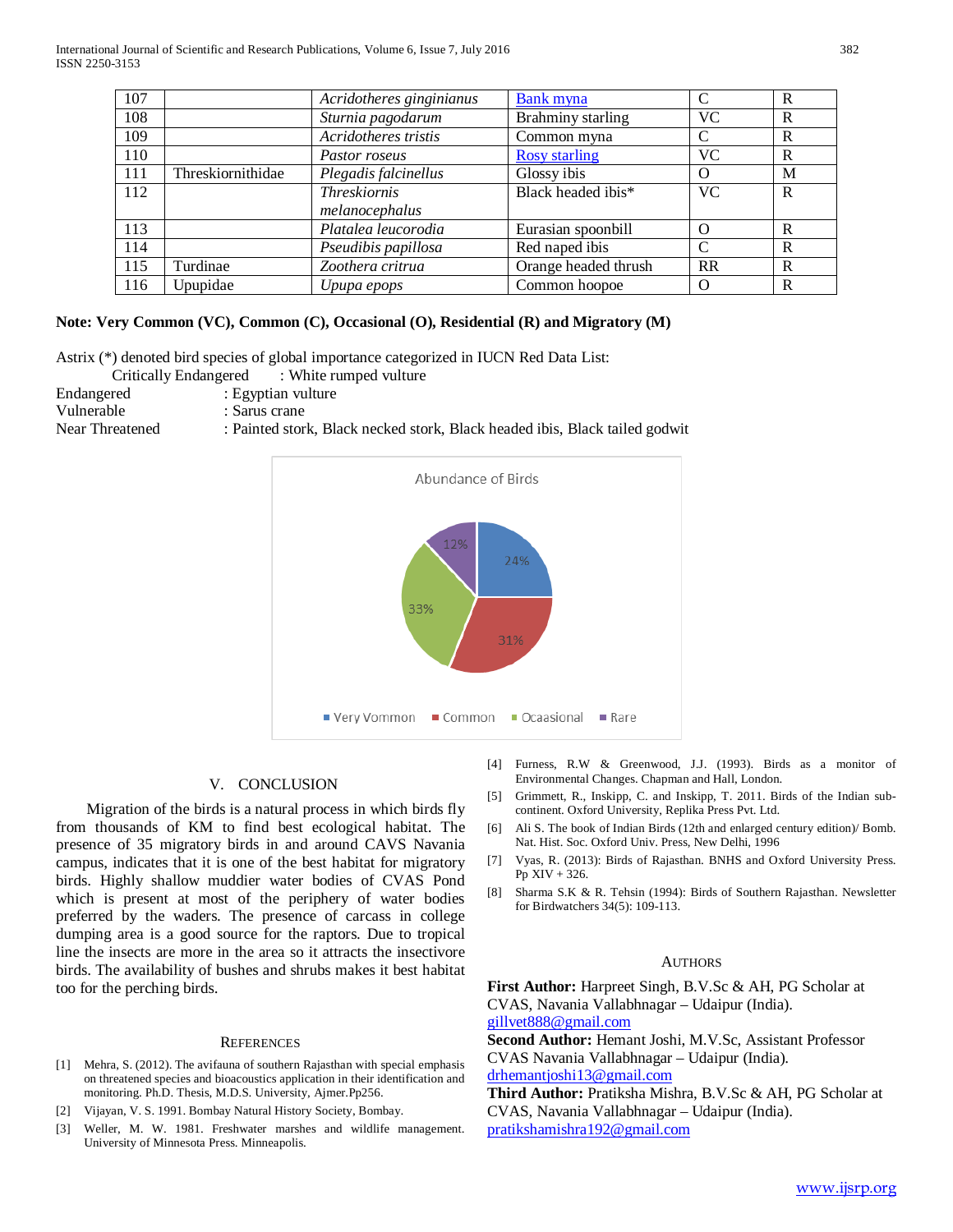| 107 | | *Acridotheres ginginianus* | [Bank myna](#) | C | R |
|---|---|---|---|---|---|
| 108 | | *Sturnia pagodarum* | Brahminy starling | VC | R |
| 109 | | *Acridotheres tristis* | Common myna | C | R |
| 110 | | *Pastor roseus* | [Rosy starling](#) | VC | R |
| 111 | Threskiornithidae | *Plegadis falcinellus* | Glossy ibis | O | M |
| 112 | | *Threskiornis melanocephalus* | Black headed ibis* | VC | R |
| 113 | | *Platalea leucorodia* | Eurasian spoonbill | O | R |
| 114 | | *Pseudibis papillosa* | Red naped ibis | C | R |
| 115 | Turdinae | *Zoothera critrua* | Orange headed thrush | RR | R |
| 116 | Upupidae | *Upupa epops* | Common hoopoe | O | R |

**Note: Very Common (VC), Common (C), Occasional (O), Residential (R) and Migratory (M)**

Astrix (*) denoted bird species of global importance categorized in IUCN Red Data List:

Critically Endangered : White rumped vulture
Endangered : Egyptian vulture
Vulnerable : Sarus crane
Near Threatened : Painted stork, Black necked stork, Black headed ibis, Black tailed godwit

Abundance of Birds

Very Vommon 24%, Common 31%, Ocaasional 33%, Rare 12%

## V. CONCLUSION

Migration of the birds is a natural process in which birds fly from thousands of KM to find best ecological habitat. The presence of 35 migratory birds in and around CAVS Navania campus, indicates that it is one of the best habitat for migratory birds. Highly shallow muddier water bodies of CVAS Pond which is present at most of the periphery of water bodies preferred by the waders. The presence of carcass in college dumping area is a good source for the raptors. Due to tropical line the insects are more in the area so it attracts the insectivore birds. The availability of bushes and shrubs makes it best habitat too for the perching birds.

## REFERENCES

[1] Mehra, S. (2012). The avifauna of southern Rajasthan with special emphasis on threatened species and bioacoustics application in their identification and monitoring. Ph.D. Thesis, M.D.S. University, Ajmer.Pp256.

[2] Vijayan, V. S. 1991. Bombay Natural History Society, Bombay.

[3] Weller, M. W. 1981. Freshwater marshes and wildlife management. University of Minnesota Press. Minneapolis.

[4] Furness, R.W & Greenwood, J.J. (1993). Birds as a monitor of Environmental Changes. Chapman and Hall, London.

[5] Grimmett, R., Inskipp, C. and Inskipp, T. 2011. Birds of the Indian sub-continent. Oxford University, Replika Press Pvt. Ltd.

[6] Ali S. The book of Indian Birds (12th and enlarged century edition)/ Bomb. Nat. Hist. Soc. Oxford Univ. Press, New Delhi, 1996

[7] Vyas, R. (2013): Birds of Rajasthan. BNHS and Oxford University Press. Pp XIV + 326.

[8] Sharma S.K & R. Tehsin (1994): Birds of Southern Rajasthan. Newsletter for Birdwatchers 34(5): 109-113.

## AUTHORS

**First Author:** Harpreet Singh, B.V.Sc & AH, PG Scholar at CVAS, Navania Vallabhnagar – Udaipur (India). gillvet888@gmail.com

**Second Author:** Hemant Joshi, M.V.Sc, Assistant Professor CVAS Navania Vallabhnagar – Udaipur (India). drhemantjoshi13@gmail.com

**Third Author:** Pratiksha Mishra, B.V.Sc & AH, PG Scholar at CVAS, Navania Vallabhnagar – Udaipur (India). pratikshamishra192@gmail.com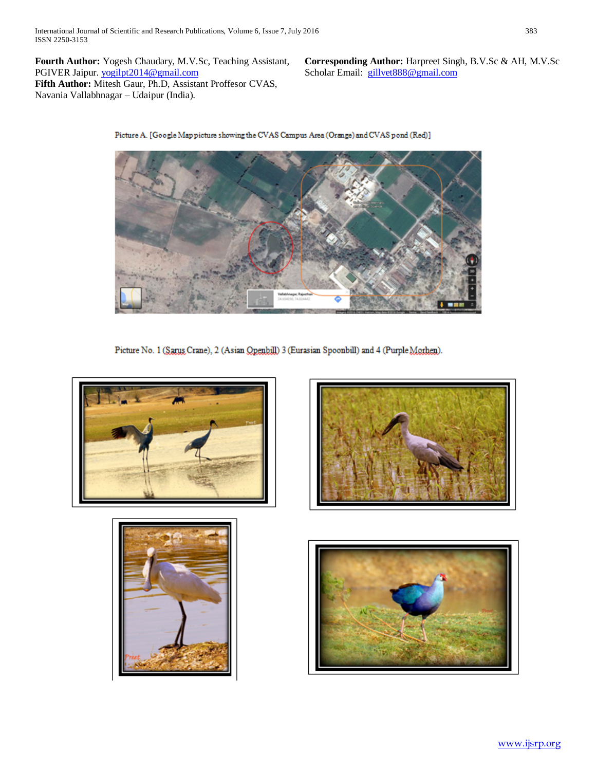**Fourth Author:** Yogesh Chaudary, M.V.Sc, Teaching Assistant, PGIVER Jaipur. yogilpt2014@gmail.com

**Fifth Author:** Mitesh Gaur, Ph.D, Assistant Proffesor CVAS, Navania Vallabhnagar – Udaipur (India).

**Corresponding Author:** Harpreet Singh, B.V.Sc & AH, M.V.Sc Scholar Email: gillvet888@gmail.com

Picture A. [Google Map picture showing the CVAS Campus Area (Orange) and CVAS pond (Red)]

Picture No. 1 (Sarus Crane), 2 (Asian Openbill) 3 (Eurasian Spoonbill) and 4 (Purple Morhen).